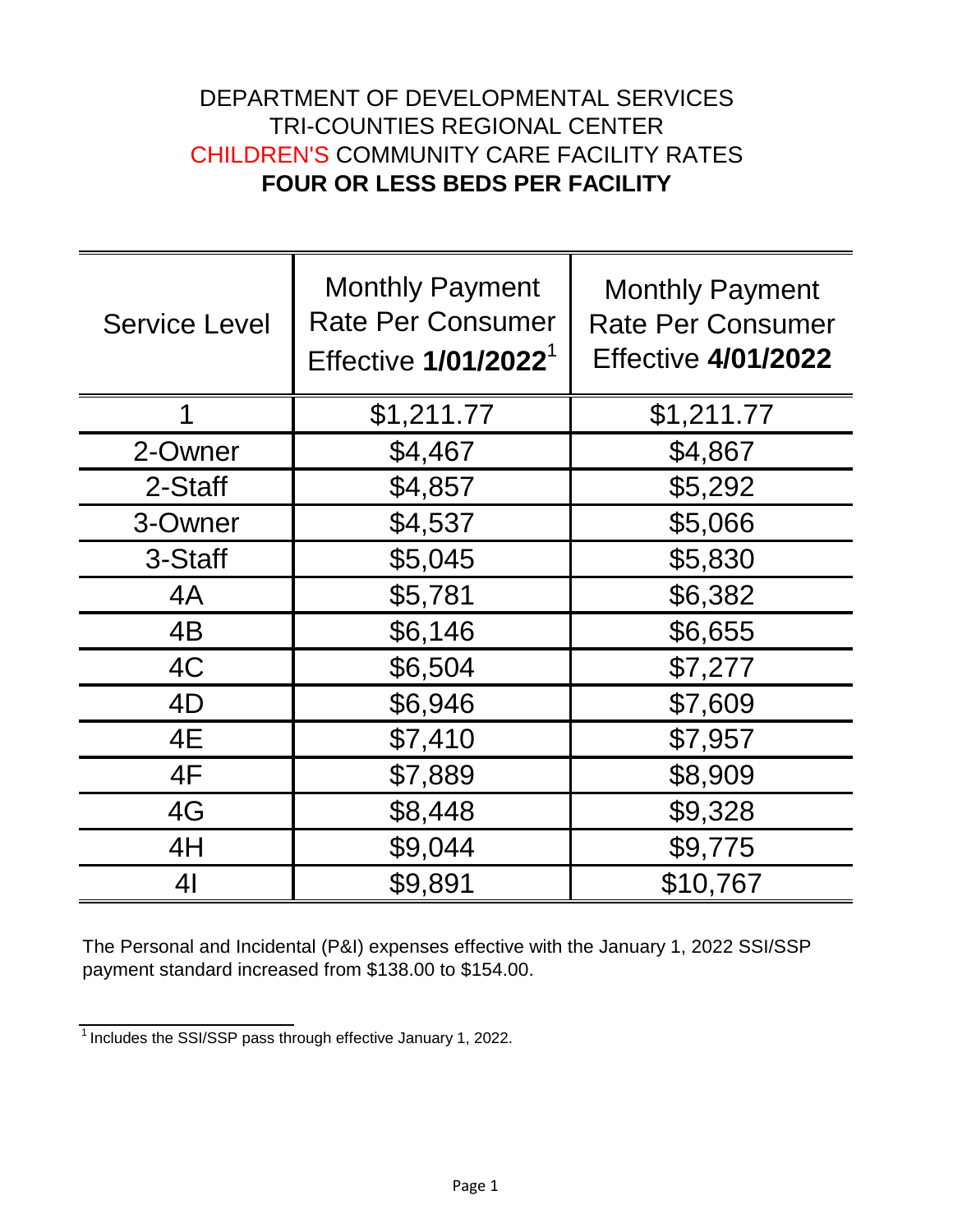# DEPARTMENT OF DEVELOPMENTAL SERVICES
# TRI-COUNTIES REGIONAL CENTER
# CHILDREN'S COMMUNITY CARE FACILITY RATES
# **FOUR OR LESS BEDS PER FACILITY**

| Service Level | Monthly Payment Rate Per Consumer Effective **1/01/2022**[1] | Monthly Payment Rate Per Consumer Effective **4/01/2022** |
|---|---|---|
| 1 | $1,211.77 | $1,211.77 |
| 2-Owner | $4,467 | $4,867 |
| 2-Staff | $4,857 | $5,292 |
| 3-Owner | $4,537 | $5,066 |
| 3-Staff | $5,045 | $5,830 |
| 4A | $5,781 | $6,382 |
| 4B | $6,146 | $6,655 |
| 4C | $6,504 | $7,277 |
| 4D | $6,946 | $7,609 |
| 4E | $7,410 | $7,957 |
| 4F | $7,889 | $8,909 |
| 4G | $8,448 | $9,328 |
| 4H | $9,044 | $9,775 |
| 4I | $9,891 | $10,767 |

The Personal and Incidental (P&I) expenses effective with the January 1, 2022 SSI/SSP payment standard increased from $138.00 to $154.00.

[1] Includes the SSI/SSP pass through effective January 1, 2022.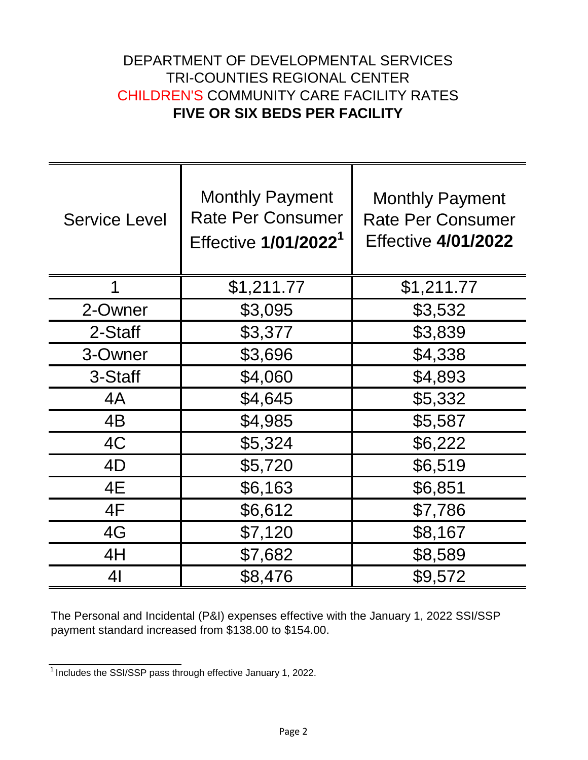# DEPARTMENT OF DEVELOPMENTAL SERVICES
# TRI-COUNTIES REGIONAL CENTER
# CHILDREN'S COMMUNITY CARE FACILITY RATES
# FIVE OR SIX BEDS PER FACILITY

| Service Level | Monthly Payment Rate Per Consumer Effective **1/01/2022**[1] | Monthly Payment Rate Per Consumer Effective **4/01/2022** |
|---|---|---|
| 1 | $1,211.77 | $1,211.77 |
| 2-Owner | $3,095 | $3,532 |
| 2-Staff | $3,377 | $3,839 |
| 3-Owner | $3,696 | $4,338 |
| 3-Staff | $4,060 | $4,893 |
| 4A | $4,645 | $5,332 |
| 4B | $4,985 | $5,587 |
| 4C | $5,324 | $6,222 |
| 4D | $5,720 | $6,519 |
| 4E | $6,163 | $6,851 |
| 4F | $6,612 | $7,786 |
| 4G | $7,120 | $8,167 |
| 4H | $7,682 | $8,589 |
| 4I | $8,476 | $9,572 |

The Personal and Incidental (P&I) expenses effective with the January 1, 2022 SSI/SSP payment standard increased from $138.00 to $154.00.

[1] Includes the SSI/SSP pass through effective January 1, 2022.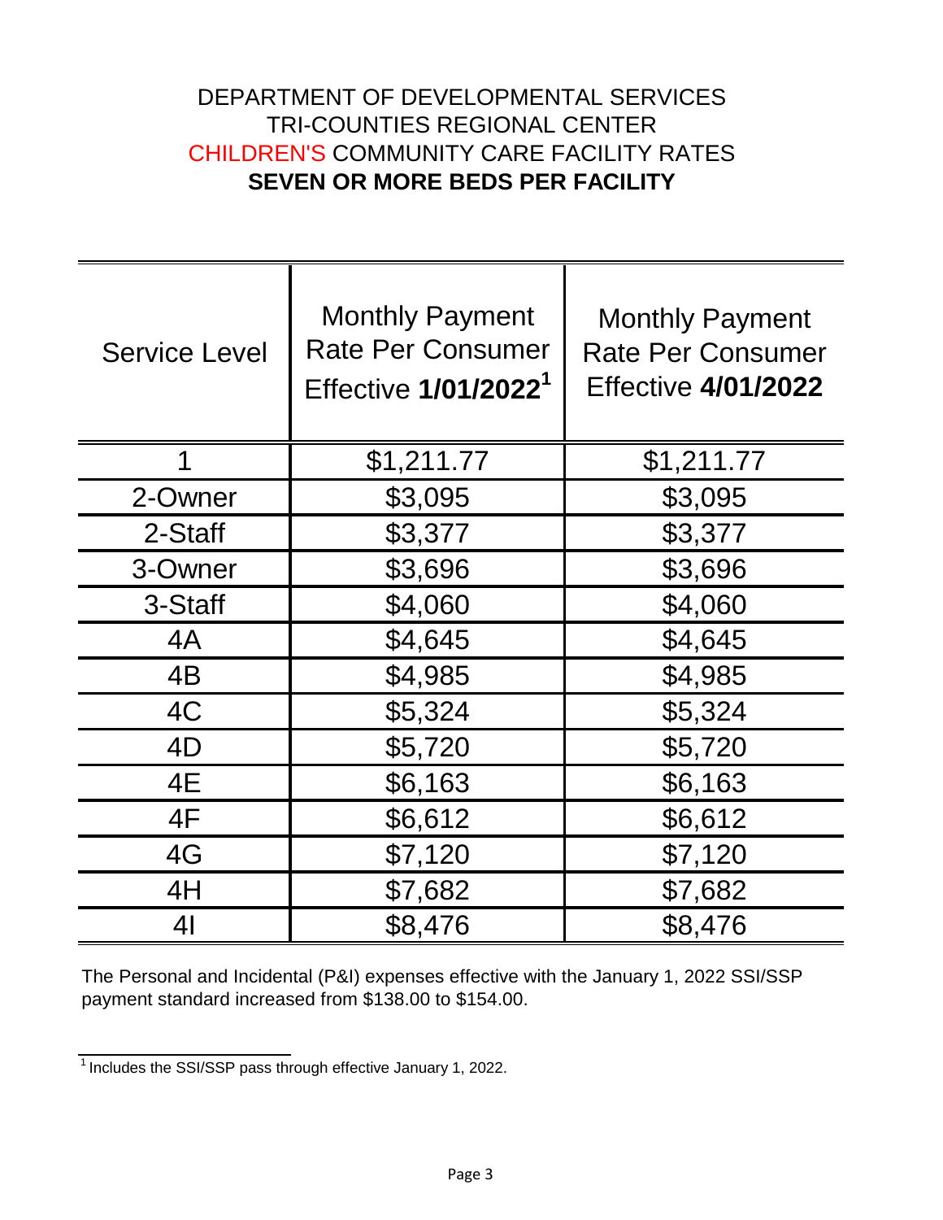DEPARTMENT OF DEVELOPMENTAL SERVICES
TRI-COUNTIES REGIONAL CENTER
CHILDREN'S COMMUNITY CARE FACILITY RATES
**SEVEN OR MORE BEDS PER FACILITY**

| Service Level | Monthly Payment Rate Per Consumer Effective **1/01/2022**[1] | Monthly Payment Rate Per Consumer Effective **4/01/2022** |
|---|---|---|
| 1 | $1,211.77 | $1,211.77 |
| 2-Owner | $3,095 | $3,095 |
| 2-Staff | $3,377 | $3,377 |
| 3-Owner | $3,696 | $3,696 |
| 3-Staff | $4,060 | $4,060 |
| 4A | $4,645 | $4,645 |
| 4B | $4,985 | $4,985 |
| 4C | $5,324 | $5,324 |
| 4D | $5,720 | $5,720 |
| 4E | $6,163 | $6,163 |
| 4F | $6,612 | $6,612 |
| 4G | $7,120 | $7,120 |
| 4H | $7,682 | $7,682 |
| 4I | $8,476 | $8,476 |

The Personal and Incidental (P&I) expenses effective with the January 1, 2022 SSI/SSP payment standard increased from $138.00 to $154.00.

[1] Includes the SSI/SSP pass through effective January 1, 2022.